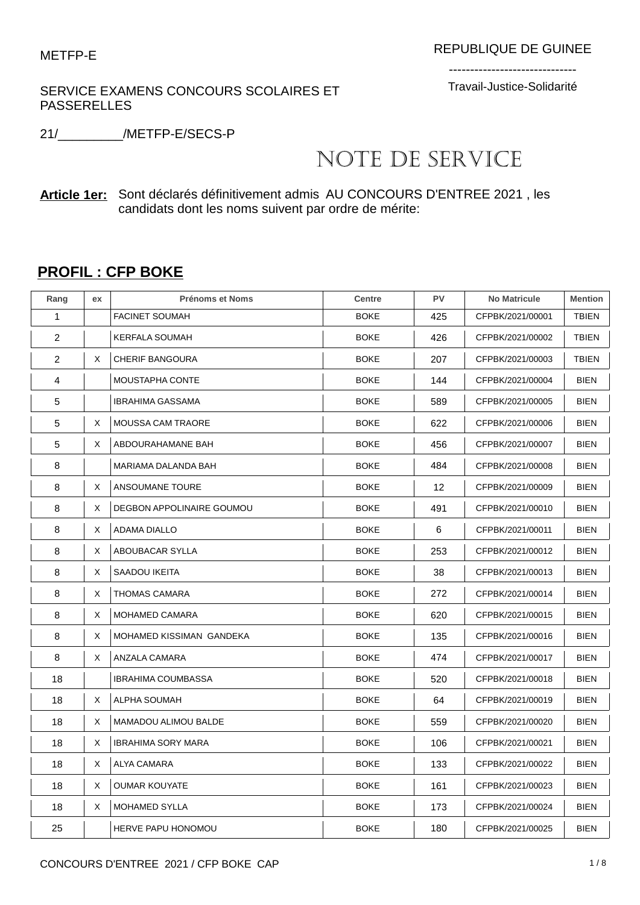METFP-E

REPUBLIQUE DE GUINEE

------------------------------

Travail-Justice-Solidarité

SERVICE EXAMENS CONCOURS SCOLAIRES ET PASSERELLES

21/_________/METFP-E/SECS-P

# NOTE DE SERVICE

**Article 1er:** Sont déclarés définitivement admis AU CONCOURS D'ENTREE 2021 , les candidats dont les noms suivent par ordre de mérite:

## PROFIL : CFP BOKE

| Rang | ex | Prénoms et Noms | Centre | PV | No Matricule | Mention |
|---|---|---|---|---|---|---|
| 1 | | FACINET SOUMAH | BOKE | 425 | CFPBK/2021/00001 | TBIEN |
| 2 | | KERFALA SOUMAH | BOKE | 426 | CFPBK/2021/00002 | TBIEN |
| 2 | X | CHERIF BANGOURA | BOKE | 207 | CFPBK/2021/00003 | TBIEN |
| 4 | | MOUSTAPHA CONTE | BOKE | 144 | CFPBK/2021/00004 | BIEN |
| 5 | | IBRAHIMA GASSAMA | BOKE | 589 | CFPBK/2021/00005 | BIEN |
| 5 | X | MOUSSA CAM TRAORE | BOKE | 622 | CFPBK/2021/00006 | BIEN |
| 5 | X | ABDOURAHAMANE BAH | BOKE | 456 | CFPBK/2021/00007 | BIEN |
| 8 | | MARIAMA DALANDA BAH | BOKE | 484 | CFPBK/2021/00008 | BIEN |
| 8 | X | ANSOUMANE TOURE | BOKE | 12 | CFPBK/2021/00009 | BIEN |
| 8 | X | DEGBON APPOLINAIRE GOUMOU | BOKE | 491 | CFPBK/2021/00010 | BIEN |
| 8 | X | ADAMA DIALLO | BOKE | 6 | CFPBK/2021/00011 | BIEN |
| 8 | X | ABOUBACAR SYLLA | BOKE | 253 | CFPBK/2021/00012 | BIEN |
| 8 | X | SAADOU IKEITA | BOKE | 38 | CFPBK/2021/00013 | BIEN |
| 8 | X | THOMAS CAMARA | BOKE | 272 | CFPBK/2021/00014 | BIEN |
| 8 | X | MOHAMED CAMARA | BOKE | 620 | CFPBK/2021/00015 | BIEN |
| 8 | X | MOHAMED KISSIMAN GANDEKA | BOKE | 135 | CFPBK/2021/00016 | BIEN |
| 8 | X | ANZALA CAMARA | BOKE | 474 | CFPBK/2021/00017 | BIEN |
| 18 | | IBRAHIMA COUMBASSA | BOKE | 520 | CFPBK/2021/00018 | BIEN |
| 18 | X | ALPHA SOUMAH | BOKE | 64 | CFPBK/2021/00019 | BIEN |
| 18 | X | MAMADOU ALIMOU BALDE | BOKE | 559 | CFPBK/2021/00020 | BIEN |
| 18 | X | IBRAHIMA SORY MARA | BOKE | 106 | CFPBK/2021/00021 | BIEN |
| 18 | X | ALYA CAMARA | BOKE | 133 | CFPBK/2021/00022 | BIEN |
| 18 | X | OUMAR KOUYATE | BOKE | 161 | CFPBK/2021/00023 | BIEN |
| 18 | X | MOHAMED SYLLA | BOKE | 173 | CFPBK/2021/00024 | BIEN |
| 25 | | HERVE PAPU HONOMOU | BOKE | 180 | CFPBK/2021/00025 | BIEN |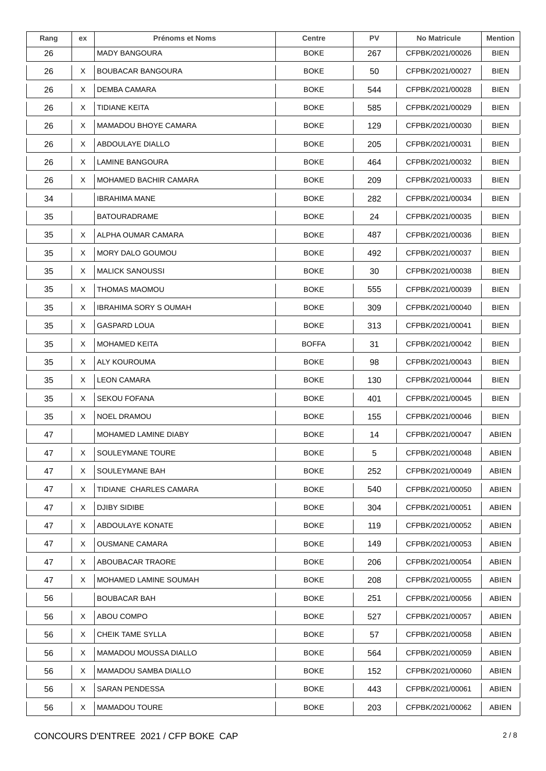| Rang | ex | Prénoms et Noms | Centre | PV | No Matricule | Mention |
|---|---|---|---|---|---|---|
| 26 | | MADY BANGOURA | BOKE | 267 | CFPBK/2021/00026 | BIEN |
| 26 | X | BOUBACAR BANGOURA | BOKE | 50 | CFPBK/2021/00027 | BIEN |
| 26 | X | DEMBA CAMARA | BOKE | 544 | CFPBK/2021/00028 | BIEN |
| 26 | X | TIDIANE KEITA | BOKE | 585 | CFPBK/2021/00029 | BIEN |
| 26 | X | MAMADOU BHOYE CAMARA | BOKE | 129 | CFPBK/2021/00030 | BIEN |
| 26 | X | ABDOULAYE DIALLO | BOKE | 205 | CFPBK/2021/00031 | BIEN |
| 26 | X | LAMINE BANGOURA | BOKE | 464 | CFPBK/2021/00032 | BIEN |
| 26 | X | MOHAMED BACHIR CAMARA | BOKE | 209 | CFPBK/2021/00033 | BIEN |
| 34 | | IBRAHIMA MANE | BOKE | 282 | CFPBK/2021/00034 | BIEN |
| 35 | | BATOURADRAME | BOKE | 24 | CFPBK/2021/00035 | BIEN |
| 35 | X | ALPHA OUMAR CAMARA | BOKE | 487 | CFPBK/2021/00036 | BIEN |
| 35 | X | MORY DALO GOUMOU | BOKE | 492 | CFPBK/2021/00037 | BIEN |
| 35 | X | MALICK SANOUSSI | BOKE | 30 | CFPBK/2021/00038 | BIEN |
| 35 | X | THOMAS MAOMOU | BOKE | 555 | CFPBK/2021/00039 | BIEN |
| 35 | X | IBRAHIMA SORY S OUMAH | BOKE | 309 | CFPBK/2021/00040 | BIEN |
| 35 | X | GASPARD LOUA | BOKE | 313 | CFPBK/2021/00041 | BIEN |
| 35 | X | MOHAMED KEITA | BOFFA | 31 | CFPBK/2021/00042 | BIEN |
| 35 | X | ALY KOUROUMA | BOKE | 98 | CFPBK/2021/00043 | BIEN |
| 35 | X | LEON CAMARA | BOKE | 130 | CFPBK/2021/00044 | BIEN |
| 35 | X | SEKOU FOFANA | BOKE | 401 | CFPBK/2021/00045 | BIEN |
| 35 | X | NOEL DRAMOU | BOKE | 155 | CFPBK/2021/00046 | BIEN |
| 47 | | MOHAMED LAMINE DIABY | BOKE | 14 | CFPBK/2021/00047 | ABIEN |
| 47 | X | SOULEYMANE TOURE | BOKE | 5 | CFPBK/2021/00048 | ABIEN |
| 47 | X | SOULEYMANE BAH | BOKE | 252 | CFPBK/2021/00049 | ABIEN |
| 47 | X | TIDIANE CHARLES CAMARA | BOKE | 540 | CFPBK/2021/00050 | ABIEN |
| 47 | X | DJIBY SIDIBE | BOKE | 304 | CFPBK/2021/00051 | ABIEN |
| 47 | X | ABDOULAYE KONATE | BOKE | 119 | CFPBK/2021/00052 | ABIEN |
| 47 | X | OUSMANE CAMARA | BOKE | 149 | CFPBK/2021/00053 | ABIEN |
| 47 | X | ABOUBACAR TRAORE | BOKE | 206 | CFPBK/2021/00054 | ABIEN |
| 47 | X | MOHAMED LAMINE SOUMAH | BOKE | 208 | CFPBK/2021/00055 | ABIEN |
| 56 | | BOUBACAR BAH | BOKE | 251 | CFPBK/2021/00056 | ABIEN |
| 56 | X | ABOU COMPO | BOKE | 527 | CFPBK/2021/00057 | ABIEN |
| 56 | X | CHEIK TAME SYLLA | BOKE | 57 | CFPBK/2021/00058 | ABIEN |
| 56 | X | MAMADOU MOUSSA DIALLO | BOKE | 564 | CFPBK/2021/00059 | ABIEN |
| 56 | X | MAMADOU SAMBA DIALLO | BOKE | 152 | CFPBK/2021/00060 | ABIEN |
| 56 | X | SARAN PENDESSA | BOKE | 443 | CFPBK/2021/00061 | ABIEN |
| 56 | X | MAMADOU TOURE | BOKE | 203 | CFPBK/2021/00062 | ABIEN |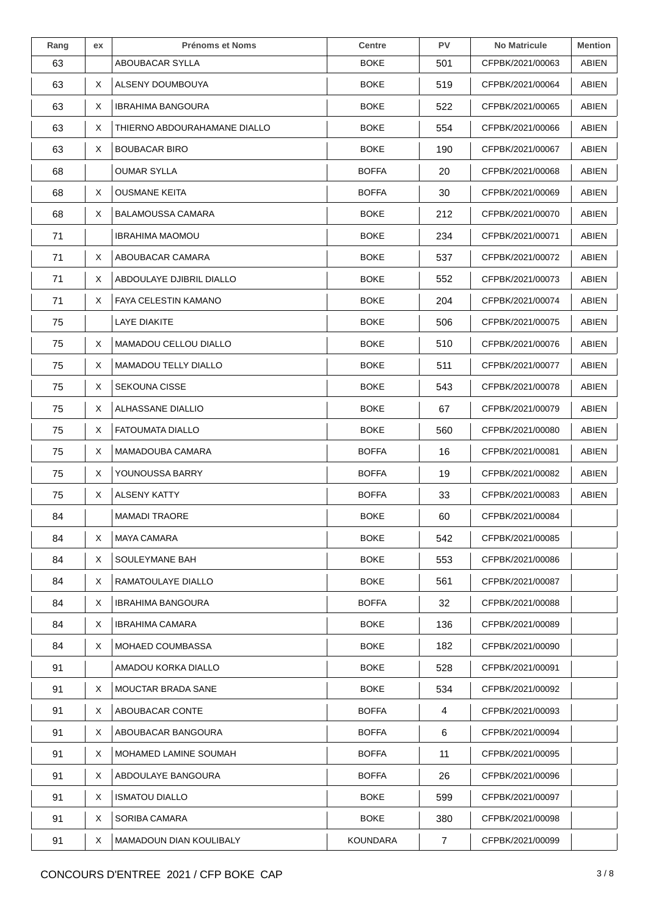| Rang | ex | Prénoms et Noms | Centre | PV | No Matricule | Mention |
|---|---|---|---|---|---|---|
| 63 | | ABOUBACAR SYLLA | BOKE | 501 | CFPBK/2021/00063 | ABIEN |
| 63 | X | ALSENY DOUMBOUYA | BOKE | 519 | CFPBK/2021/00064 | ABIEN |
| 63 | X | IBRAHIMA BANGOURA | BOKE | 522 | CFPBK/2021/00065 | ABIEN |
| 63 | X | THIERNO ABDOURAHAMANE DIALLO | BOKE | 554 | CFPBK/2021/00066 | ABIEN |
| 63 | X | BOUBACAR BIRO | BOKE | 190 | CFPBK/2021/00067 | ABIEN |
| 68 | | OUMAR SYLLA | BOFFA | 20 | CFPBK/2021/00068 | ABIEN |
| 68 | X | OUSMANE KEITA | BOFFA | 30 | CFPBK/2021/00069 | ABIEN |
| 68 | X | BALAMOUSSA CAMARA | BOKE | 212 | CFPBK/2021/00070 | ABIEN |
| 71 | | IBRAHIMA MAOMOU | BOKE | 234 | CFPBK/2021/00071 | ABIEN |
| 71 | X | ABOUBACAR CAMARA | BOKE | 537 | CFPBK/2021/00072 | ABIEN |
| 71 | X | ABDOULAYE DJIBRIL DIALLO | BOKE | 552 | CFPBK/2021/00073 | ABIEN |
| 71 | X | FAYA CELESTIN KAMANO | BOKE | 204 | CFPBK/2021/00074 | ABIEN |
| 75 | | LAYE DIAKITE | BOKE | 506 | CFPBK/2021/00075 | ABIEN |
| 75 | X | MAMADOU CELLOU DIALLO | BOKE | 510 | CFPBK/2021/00076 | ABIEN |
| 75 | X | MAMADOU TELLY DIALLO | BOKE | 511 | CFPBK/2021/00077 | ABIEN |
| 75 | X | SEKOUNA CISSE | BOKE | 543 | CFPBK/2021/00078 | ABIEN |
| 75 | X | ALHASSANE DIALLIO | BOKE | 67 | CFPBK/2021/00079 | ABIEN |
| 75 | X | FATOUMATA DIALLO | BOKE | 560 | CFPBK/2021/00080 | ABIEN |
| 75 | X | MAMADOUBA CAMARA | BOFFA | 16 | CFPBK/2021/00081 | ABIEN |
| 75 | X | YOUNOUSSA BARRY | BOFFA | 19 | CFPBK/2021/00082 | ABIEN |
| 75 | X | ALSENY KATTY | BOFFA | 33 | CFPBK/2021/00083 | ABIEN |
| 84 | | MAMADI TRAORE | BOKE | 60 | CFPBK/2021/00084 | |
| 84 | X | MAYA CAMARA | BOKE | 542 | CFPBK/2021/00085 | |
| 84 | X | SOULEYMANE BAH | BOKE | 553 | CFPBK/2021/00086 | |
| 84 | X | RAMATOULAYE DIALLO | BOKE | 561 | CFPBK/2021/00087 | |
| 84 | X | IBRAHIMA BANGOURA | BOFFA | 32 | CFPBK/2021/00088 | |
| 84 | X | IBRAHIMA CAMARA | BOKE | 136 | CFPBK/2021/00089 | |
| 84 | X | MOHAED COUMBASSA | BOKE | 182 | CFPBK/2021/00090 | |
| 91 | | AMADOU KORKA DIALLO | BOKE | 528 | CFPBK/2021/00091 | |
| 91 | X | MOUCTAR BRADA SANE | BOKE | 534 | CFPBK/2021/00092 | |
| 91 | X | ABOUBACAR CONTE | BOFFA | 4 | CFPBK/2021/00093 | |
| 91 | X | ABOUBACAR BANGOURA | BOFFA | 6 | CFPBK/2021/00094 | |
| 91 | X | MOHAMED LAMINE SOUMAH | BOFFA | 11 | CFPBK/2021/00095 | |
| 91 | X | ABDOULAYE BANGOURA | BOFFA | 26 | CFPBK/2021/00096 | |
| 91 | X | ISMATOU DIALLO | BOKE | 599 | CFPBK/2021/00097 | |
| 91 | X | SORIBA CAMARA | BOKE | 380 | CFPBK/2021/00098 | |
| 91 | X | MAMADOUN DIAN KOULIBALY | KOUNDARA | 7 | CFPBK/2021/00099 | |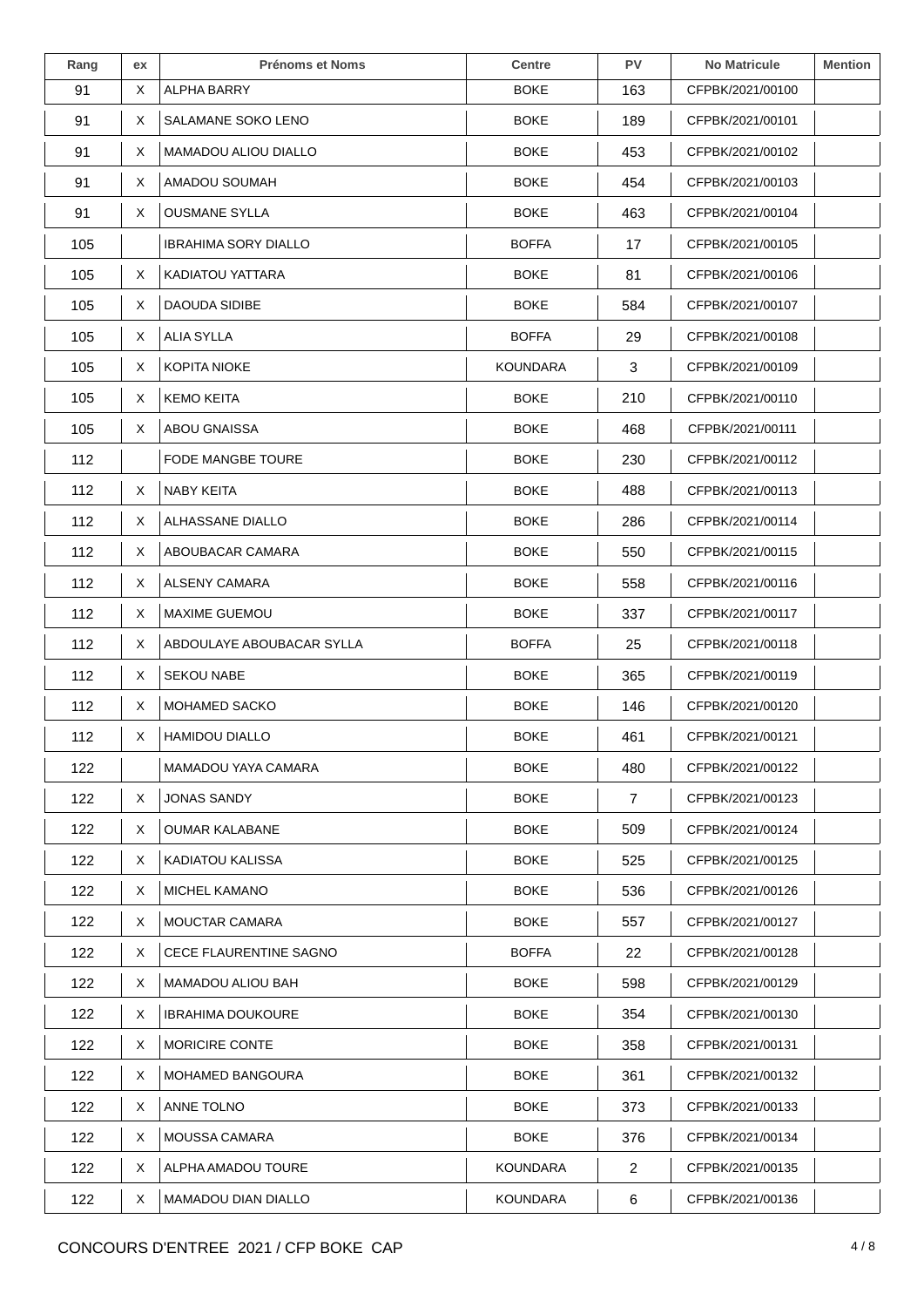| Rang | ex | Prénoms et Noms | Centre | PV | No Matricule | Mention |
|---|---|---|---|---|---|---|
| 91 | X | ALPHA BARRY | BOKE | 163 | CFPBK/2021/00100 | |
| 91 | X | SALAMANE SOKO LENO | BOKE | 189 | CFPBK/2021/00101 | |
| 91 | X | MAMADOU ALIOU DIALLO | BOKE | 453 | CFPBK/2021/00102 | |
| 91 | X | AMADOU SOUMAH | BOKE | 454 | CFPBK/2021/00103 | |
| 91 | X | OUSMANE SYLLA | BOKE | 463 | CFPBK/2021/00104 | |
| 105 | | IBRAHIMA SORY DIALLO | BOFFA | 17 | CFPBK/2021/00105 | |
| 105 | X | KADIATOU YATTARA | BOKE | 81 | CFPBK/2021/00106 | |
| 105 | X | DAOUDA SIDIBE | BOKE | 584 | CFPBK/2021/00107 | |
| 105 | X | ALIA SYLLA | BOFFA | 29 | CFPBK/2021/00108 | |
| 105 | X | KOPITA NIOKE | KOUNDARA | 3 | CFPBK/2021/00109 | |
| 105 | X | KEMO KEITA | BOKE | 210 | CFPBK/2021/00110 | |
| 105 | X | ABOU GNAISSA | BOKE | 468 | CFPBK/2021/00111 | |
| 112 | | FODE MANGBE TOURE | BOKE | 230 | CFPBK/2021/00112 | |
| 112 | X | NABY KEITA | BOKE | 488 | CFPBK/2021/00113 | |
| 112 | X | ALHASSANE DIALLO | BOKE | 286 | CFPBK/2021/00114 | |
| 112 | X | ABOUBACAR CAMARA | BOKE | 550 | CFPBK/2021/00115 | |
| 112 | X | ALSENY CAMARA | BOKE | 558 | CFPBK/2021/00116 | |
| 112 | X | MAXIME GUEMOU | BOKE | 337 | CFPBK/2021/00117 | |
| 112 | X | ABDOULAYE ABOUBACAR SYLLA | BOFFA | 25 | CFPBK/2021/00118 | |
| 112 | X | SEKOU NABE | BOKE | 365 | CFPBK/2021/00119 | |
| 112 | X | MOHAMED SACKO | BOKE | 146 | CFPBK/2021/00120 | |
| 112 | X | HAMIDOU DIALLO | BOKE | 461 | CFPBK/2021/00121 | |
| 122 | | MAMADOU YAYA CAMARA | BOKE | 480 | CFPBK/2021/00122 | |
| 122 | X | JONAS SANDY | BOKE | 7 | CFPBK/2021/00123 | |
| 122 | X | OUMAR KALABANE | BOKE | 509 | CFPBK/2021/00124 | |
| 122 | X | KADIATOU KALISSA | BOKE | 525 | CFPBK/2021/00125 | |
| 122 | X | MICHEL KAMANO | BOKE | 536 | CFPBK/2021/00126 | |
| 122 | X | MOUCTAR CAMARA | BOKE | 557 | CFPBK/2021/00127 | |
| 122 | X | CECE FLAURENTINE SAGNO | BOFFA | 22 | CFPBK/2021/00128 | |
| 122 | X | MAMADOU ALIOU BAH | BOKE | 598 | CFPBK/2021/00129 | |
| 122 | X | IBRAHIMA DOUKOURE | BOKE | 354 | CFPBK/2021/00130 | |
| 122 | X | MORICIRE CONTE | BOKE | 358 | CFPBK/2021/00131 | |
| 122 | X | MOHAMED BANGOURA | BOKE | 361 | CFPBK/2021/00132 | |
| 122 | X | ANNE TOLNO | BOKE | 373 | CFPBK/2021/00133 | |
| 122 | X | MOUSSA CAMARA | BOKE | 376 | CFPBK/2021/00134 | |
| 122 | X | ALPHA AMADOU TOURE | KOUNDARA | 2 | CFPBK/2021/00135 | |
| 122 | X | MAMADOU DIAN DIALLO | KOUNDARA | 6 | CFPBK/2021/00136 | |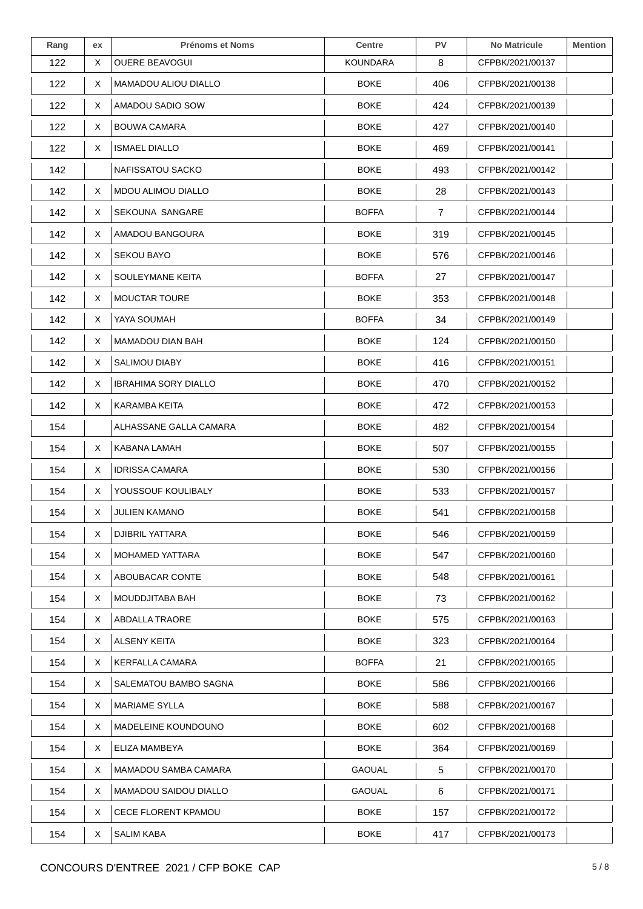| Rang | ex | Prénoms et Noms | Centre | PV | No Matricule | Mention |
|---|---|---|---|---|---|---|
| 122 | X | OUERE BEAVOGUI | KOUNDARA | 8 | CFPBK/2021/00137 | |
| 122 | X | MAMADOU ALIOU DIALLO | BOKE | 406 | CFPBK/2021/00138 | |
| 122 | X | AMADOU SADIO SOW | BOKE | 424 | CFPBK/2021/00139 | |
| 122 | X | BOUWA CAMARA | BOKE | 427 | CFPBK/2021/00140 | |
| 122 | X | ISMAEL DIALLO | BOKE | 469 | CFPBK/2021/00141 | |
| 142 | | NAFISSATOU SACKO | BOKE | 493 | CFPBK/2021/00142 | |
| 142 | X | MDOU ALIMOU DIALLO | BOKE | 28 | CFPBK/2021/00143 | |
| 142 | X | SEKOUNA SANGARE | BOFFA | 7 | CFPBK/2021/00144 | |
| 142 | X | AMADOU BANGOURA | BOKE | 319 | CFPBK/2021/00145 | |
| 142 | X | SEKOU BAYO | BOKE | 576 | CFPBK/2021/00146 | |
| 142 | X | SOULEYMANE KEITA | BOFFA | 27 | CFPBK/2021/00147 | |
| 142 | X | MOUCTAR TOURE | BOKE | 353 | CFPBK/2021/00148 | |
| 142 | X | YAYA SOUMAH | BOFFA | 34 | CFPBK/2021/00149 | |
| 142 | X | MAMADOU DIAN BAH | BOKE | 124 | CFPBK/2021/00150 | |
| 142 | X | SALIMOU DIABY | BOKE | 416 | CFPBK/2021/00151 | |
| 142 | X | IBRAHIMA SORY DIALLO | BOKE | 470 | CFPBK/2021/00152 | |
| 142 | X | KARAMBA KEITA | BOKE | 472 | CFPBK/2021/00153 | |
| 154 | | ALHASSANE GALLA CAMARA | BOKE | 482 | CFPBK/2021/00154 | |
| 154 | X | KABANA LAMAH | BOKE | 507 | CFPBK/2021/00155 | |
| 154 | X | IDRISSA CAMARA | BOKE | 530 | CFPBK/2021/00156 | |
| 154 | X | YOUSSOUF KOULIBALY | BOKE | 533 | CFPBK/2021/00157 | |
| 154 | X | JULIEN KAMANO | BOKE | 541 | CFPBK/2021/00158 | |
| 154 | X | DJIBRIL YATTARA | BOKE | 546 | CFPBK/2021/00159 | |
| 154 | X | MOHAMED YATTARA | BOKE | 547 | CFPBK/2021/00160 | |
| 154 | X | ABOUBACAR CONTE | BOKE | 548 | CFPBK/2021/00161 | |
| 154 | X | MOUDDJITABA BAH | BOKE | 73 | CFPBK/2021/00162 | |
| 154 | X | ABDALLA TRAORE | BOKE | 575 | CFPBK/2021/00163 | |
| 154 | X | ALSENY KEITA | BOKE | 323 | CFPBK/2021/00164 | |
| 154 | X | KERFALLA CAMARA | BOFFA | 21 | CFPBK/2021/00165 | |
| 154 | X | SALEMATOU BAMBO SAGNA | BOKE | 586 | CFPBK/2021/00166 | |
| 154 | X | MARIAME SYLLA | BOKE | 588 | CFPBK/2021/00167 | |
| 154 | X | MADELEINE KOUNDOUNO | BOKE | 602 | CFPBK/2021/00168 | |
| 154 | X | ELIZA MAMBEYA | BOKE | 364 | CFPBK/2021/00169 | |
| 154 | X | MAMADOU SAMBA CAMARA | GAOUAL | 5 | CFPBK/2021/00170 | |
| 154 | X | MAMADOU SAIDOU DIALLO | GAOUAL | 6 | CFPBK/2021/00171 | |
| 154 | X | CECE FLORENT KPAMOU | BOKE | 157 | CFPBK/2021/00172 | |
| 154 | X | SALIM KABA | BOKE | 417 | CFPBK/2021/00173 | |

CONCOURS D'ENTREE 2021 / CFP BOKE CAP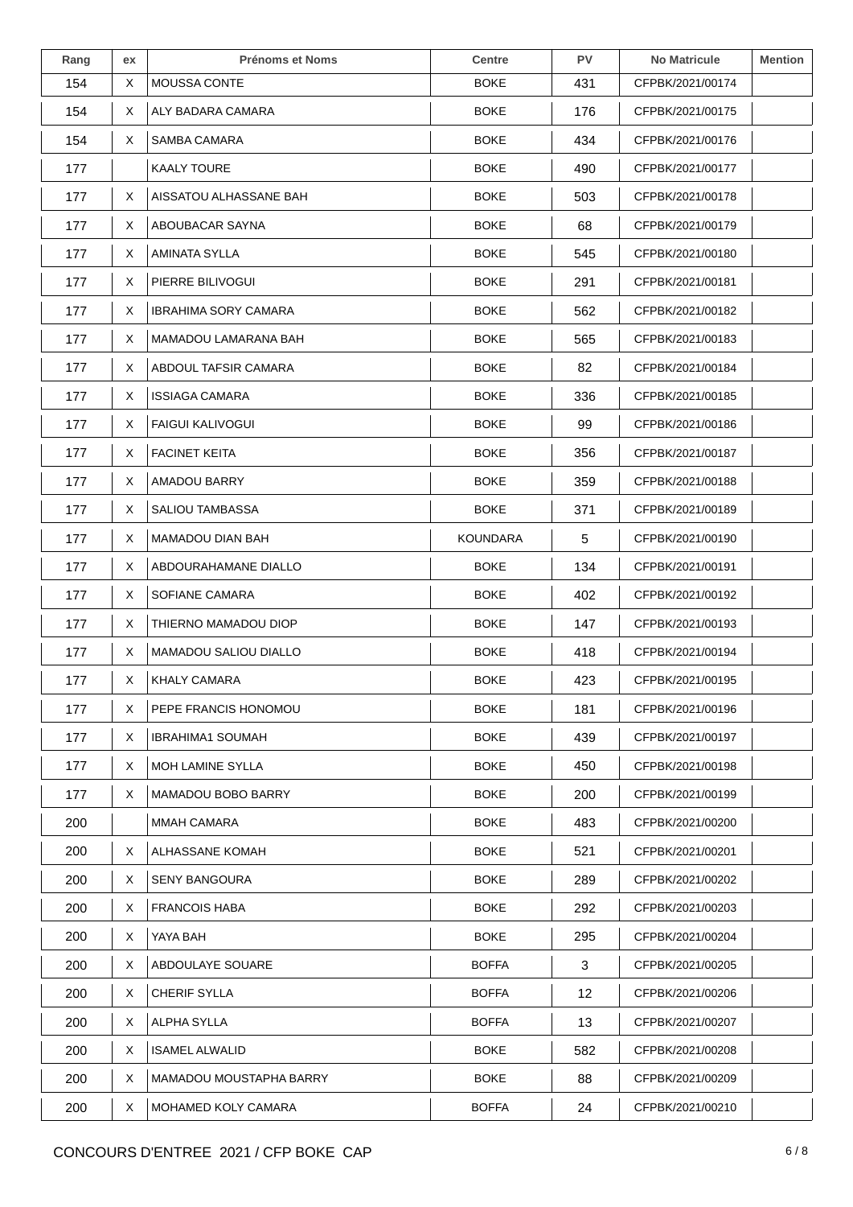| Rang | ex | Prénoms et Noms | Centre | PV | No Matricule | Mention |
|---|---|---|---|---|---|---|
| 154 | X | MOUSSA CONTE | BOKE | 431 | CFPBK/2021/00174 | |
| 154 | X | ALY BADARA CAMARA | BOKE | 176 | CFPBK/2021/00175 | |
| 154 | X | SAMBA CAMARA | BOKE | 434 | CFPBK/2021/00176 | |
| 177 | | KAALY TOURE | BOKE | 490 | CFPBK/2021/00177 | |
| 177 | X | AISSATOU ALHASSANE BAH | BOKE | 503 | CFPBK/2021/00178 | |
| 177 | X | ABOUBACAR SAYNA | BOKE | 68 | CFPBK/2021/00179 | |
| 177 | X | AMINATA SYLLA | BOKE | 545 | CFPBK/2021/00180 | |
| 177 | X | PIERRE BILIVOGUI | BOKE | 291 | CFPBK/2021/00181 | |
| 177 | X | IBRAHIMA SORY CAMARA | BOKE | 562 | CFPBK/2021/00182 | |
| 177 | X | MAMADOU LAMARANA BAH | BOKE | 565 | CFPBK/2021/00183 | |
| 177 | X | ABDOUL TAFSIR CAMARA | BOKE | 82 | CFPBK/2021/00184 | |
| 177 | X | ISSIAGA CAMARA | BOKE | 336 | CFPBK/2021/00185 | |
| 177 | X | FAIGUI KALIVOGUI | BOKE | 99 | CFPBK/2021/00186 | |
| 177 | X | FACINET KEITA | BOKE | 356 | CFPBK/2021/00187 | |
| 177 | X | AMADOU BARRY | BOKE | 359 | CFPBK/2021/00188 | |
| 177 | X | SALIOU TAMBASSA | BOKE | 371 | CFPBK/2021/00189 | |
| 177 | X | MAMADOU DIAN BAH | KOUNDARA | 5 | CFPBK/2021/00190 | |
| 177 | X | ABDOURAHAMANE DIALLO | BOKE | 134 | CFPBK/2021/00191 | |
| 177 | X | SOFIANE CAMARA | BOKE | 402 | CFPBK/2021/00192 | |
| 177 | X | THIERNO MAMADOU DIOP | BOKE | 147 | CFPBK/2021/00193 | |
| 177 | X | MAMADOU SALIOU DIALLO | BOKE | 418 | CFPBK/2021/00194 | |
| 177 | X | KHALY CAMARA | BOKE | 423 | CFPBK/2021/00195 | |
| 177 | X | PEPE FRANCIS HONOMOU | BOKE | 181 | CFPBK/2021/00196 | |
| 177 | X | IBRAHIMA1 SOUMAH | BOKE | 439 | CFPBK/2021/00197 | |
| 177 | X | MOH LAMINE SYLLA | BOKE | 450 | CFPBK/2021/00198 | |
| 177 | X | MAMADOU BOBO BARRY | BOKE | 200 | CFPBK/2021/00199 | |
| 200 | | MMAH CAMARA | BOKE | 483 | CFPBK/2021/00200 | |
| 200 | X | ALHASSANE KOMAH | BOKE | 521 | CFPBK/2021/00201 | |
| 200 | X | SENY BANGOURA | BOKE | 289 | CFPBK/2021/00202 | |
| 200 | X | FRANCOIS HABA | BOKE | 292 | CFPBK/2021/00203 | |
| 200 | X | YAYA BAH | BOKE | 295 | CFPBK/2021/00204 | |
| 200 | X | ABDOULAYE SOUARE | BOFFA | 3 | CFPBK/2021/00205 | |
| 200 | X | CHERIF SYLLA | BOFFA | 12 | CFPBK/2021/00206 | |
| 200 | X | ALPHA SYLLA | BOFFA | 13 | CFPBK/2021/00207 | |
| 200 | X | ISAMEL ALWALID | BOKE | 582 | CFPBK/2021/00208 | |
| 200 | X | MAMADOU MOUSTAPHA BARRY | BOKE | 88 | CFPBK/2021/00209 | |
| 200 | X | MOHAMED KOLY CAMARA | BOFFA | 24 | CFPBK/2021/00210 | |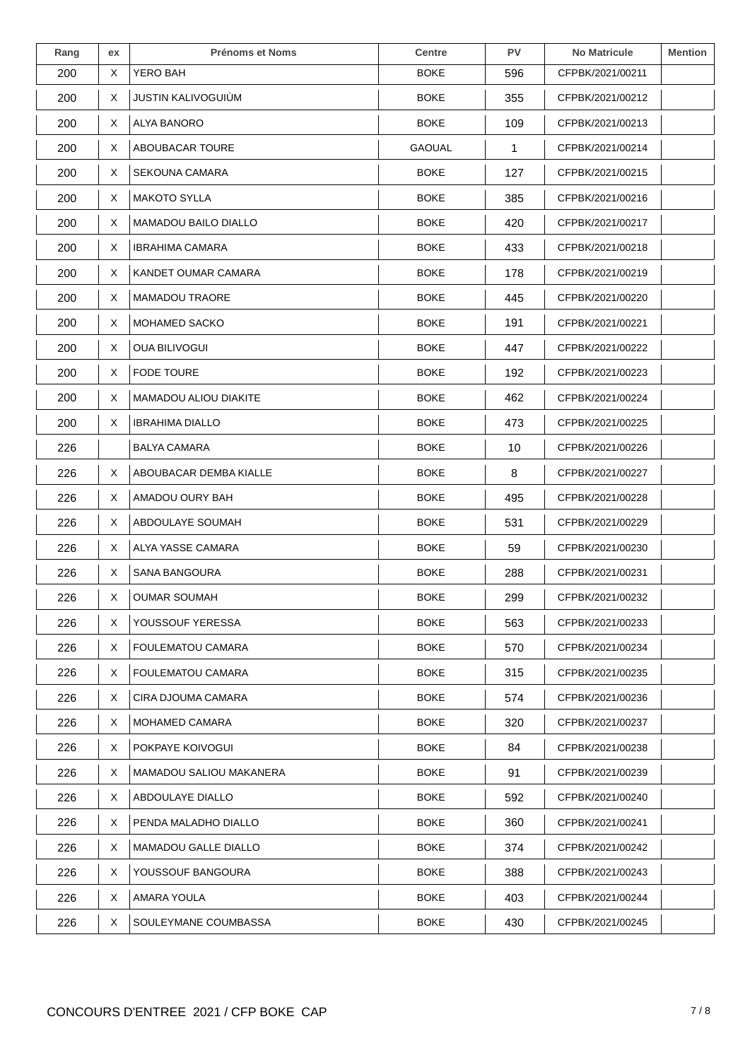| Rang | ex | Prénoms et Noms | Centre | PV | No Matricule | Mention |
|---|---|---|---|---|---|---|
| 200 | X | YERO BAH | BOKE | 596 | CFPBK/2021/00211 | |
| 200 | X | JUSTIN KALIVOGUIÙM | BOKE | 355 | CFPBK/2021/00212 | |
| 200 | X | ALYA BANORO | BOKE | 109 | CFPBK/2021/00213 | |
| 200 | X | ABOUBACAR TOURE | GAOUAL | 1 | CFPBK/2021/00214 | |
| 200 | X | SEKOUNA CAMARA | BOKE | 127 | CFPBK/2021/00215 | |
| 200 | X | MAKOTO SYLLA | BOKE | 385 | CFPBK/2021/00216 | |
| 200 | X | MAMADOU BAILO DIALLO | BOKE | 420 | CFPBK/2021/00217 | |
| 200 | X | IBRAHIMA CAMARA | BOKE | 433 | CFPBK/2021/00218 | |
| 200 | X | KANDET OUMAR CAMARA | BOKE | 178 | CFPBK/2021/00219 | |
| 200 | X | MAMADOU TRAORE | BOKE | 445 | CFPBK/2021/00220 | |
| 200 | X | MOHAMED SACKO | BOKE | 191 | CFPBK/2021/00221 | |
| 200 | X | OUA BILIVOGUI | BOKE | 447 | CFPBK/2021/00222 | |
| 200 | X | FODE TOURE | BOKE | 192 | CFPBK/2021/00223 | |
| 200 | X | MAMADOU ALIOU DIAKITE | BOKE | 462 | CFPBK/2021/00224 | |
| 200 | X | IBRAHIMA DIALLO | BOKE | 473 | CFPBK/2021/00225 | |
| 226 | | BALYA CAMARA | BOKE | 10 | CFPBK/2021/00226 | |
| 226 | X | ABOUBACAR DEMBA KIALLE | BOKE | 8 | CFPBK/2021/00227 | |
| 226 | X | AMADOU OURY BAH | BOKE | 495 | CFPBK/2021/00228 | |
| 226 | X | ABDOULAYE SOUMAH | BOKE | 531 | CFPBK/2021/00229 | |
| 226 | X | ALYA YASSE CAMARA | BOKE | 59 | CFPBK/2021/00230 | |
| 226 | X | SANA BANGOURA | BOKE | 288 | CFPBK/2021/00231 | |
| 226 | X | OUMAR SOUMAH | BOKE | 299 | CFPBK/2021/00232 | |
| 226 | X | YOUSSOUF YERESSA | BOKE | 563 | CFPBK/2021/00233 | |
| 226 | X | FOULEMATOU CAMARA | BOKE | 570 | CFPBK/2021/00234 | |
| 226 | X | FOULEMATOU CAMARA | BOKE | 315 | CFPBK/2021/00235 | |
| 226 | X | CIRA DJOUMA CAMARA | BOKE | 574 | CFPBK/2021/00236 | |
| 226 | X | MOHAMED CAMARA | BOKE | 320 | CFPBK/2021/00237 | |
| 226 | X | POKPAYE KOIVOGUI | BOKE | 84 | CFPBK/2021/00238 | |
| 226 | X | MAMADOU SALIOU MAKANERA | BOKE | 91 | CFPBK/2021/00239 | |
| 226 | X | ABDOULAYE DIALLO | BOKE | 592 | CFPBK/2021/00240 | |
| 226 | X | PENDA MALADHO DIALLO | BOKE | 360 | CFPBK/2021/00241 | |
| 226 | X | MAMADOU GALLE DIALLO | BOKE | 374 | CFPBK/2021/00242 | |
| 226 | X | YOUSSOUF BANGOURA | BOKE | 388 | CFPBK/2021/00243 | |
| 226 | X | AMARA YOULA | BOKE | 403 | CFPBK/2021/00244 | |
| 226 | X | SOULEYMANE COUMBASSA | BOKE | 430 | CFPBK/2021/00245 | |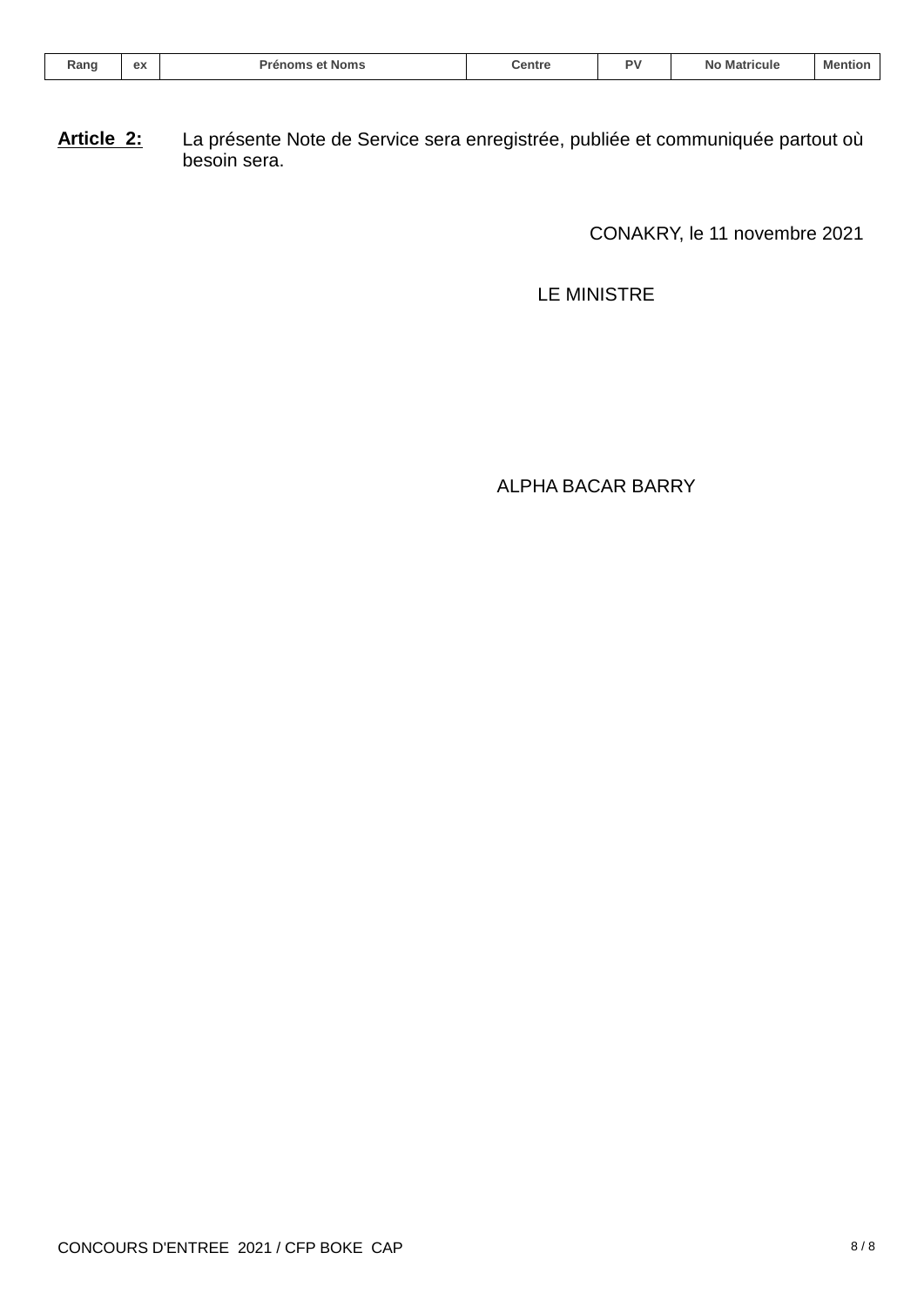| Rang | ex | Prénoms et Noms | Centre | PV | No Matricule | Mention |
|---|---|---|---|---|---|---|

**Article 2:** La présente Note de Service sera enregistrée, publiée et communiquée partout où besoin sera.

CONAKRY, le 11 novembre 2021

LE MINISTRE

ALPHA BACAR BARRY